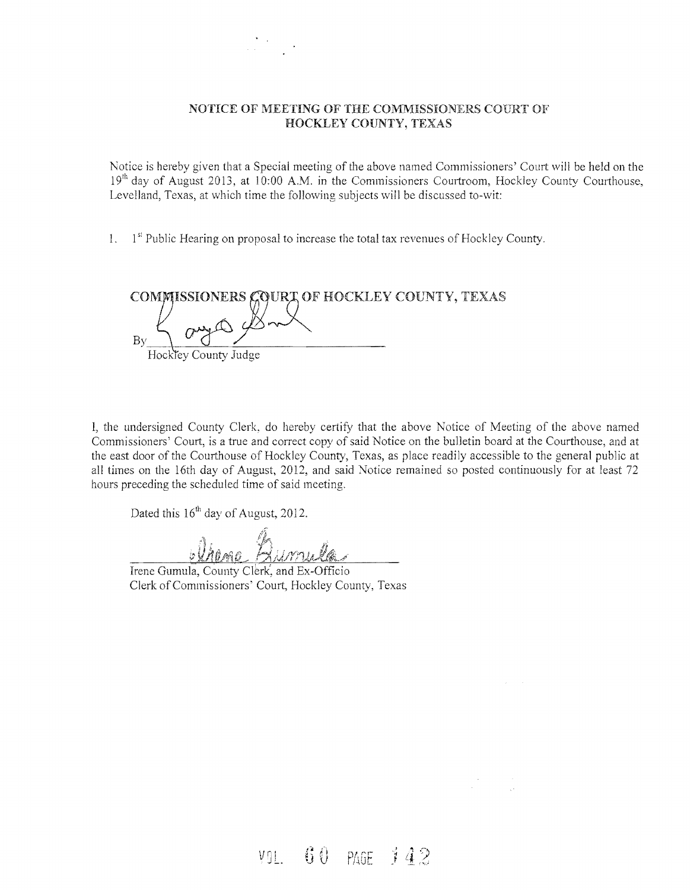## NOTICE OF MEETING OF THE COMMISSIONERS COURT OF HOCKLEY COUNTY, TEXAS

Notice is hereby given that a Special meeting of the above named Commissioners' Court will be held on the 19th day of August 2013, at 10:00 A.M. in the Commissioners Courtroom, Hockley County Courthouse, Levelland, Texas, at which time the following subjects will be discussed to-wit:

1. 1st Public Hearing on proposal to increase the total tax revenues of Hockley County.

**COMMISSIONERS COURT OF HOCKLEY COUNTY, TEXAS**

By _______________________

Hockley County Judge

I, the undersigned County Clerk, do hereby certify that the above Notice of Meeting of the above named Commissioners' Court, is a true and correct copy of said Notice on the bulletin board at the Courthouse, and at the east door of the Courthouse of Hockley County, Texas, as place readily accessible to the general public at all times on the 16th day of August, 2012, and said Notice remained so posted continuously for at least 72 hours preceding the scheduled time of said meeting.

Dated this 16th day of August, 2012.

_______________________

Irene Gumula, County Clerk, and Ex-Officio
Clerk of Commissioners' Court, Hockley County, Texas

VOL. 60 PAGE 142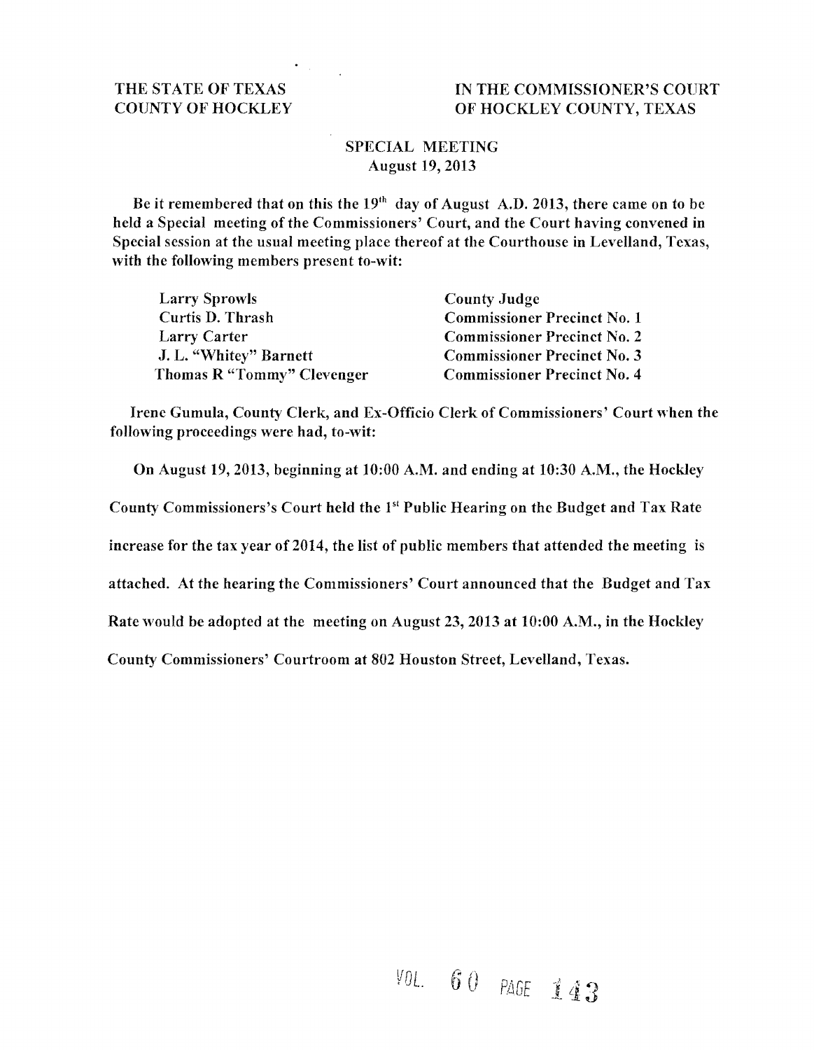THE STATE OF TEXAS
COUNTY OF HOCKLEY

IN THE COMMISSIONER'S COURT
OF HOCKLEY COUNTY, TEXAS

SPECIAL MEETING
August 19, 2013

Be it remembered that on this the 19th day of August A.D. 2013, there came on to be held a Special meeting of the Commissioners' Court, and the Court having convened in Special session at the usual meeting place thereof at the Courthouse in Levelland, Texas, with the following members present to-wit:

| | |
|---|---|
| Larry Sprowls | County Judge |
| Curtis D. Thrash | Commissioner Precinct No. 1 |
| Larry Carter | Commissioner Precinct No. 2 |
| J. L. "Whitey" Barnett | Commissioner Precinct No. 3 |
| Thomas R "Tommy" Clevenger | Commissioner Precinct No. 4 |

Irene Gumula, County Clerk, and Ex-Officio Clerk of Commissioners' Court when the following proceedings were had, to-wit:

On August 19, 2013, beginning at 10:00 A.M. and ending at 10:30 A.M., the Hockley County Commissioners's Court held the 1st Public Hearing on the Budget and Tax Rate increase for the tax year of 2014, the list of public members that attended the meeting is attached. At the hearing the Commissioners' Court announced that the Budget and Tax Rate would be adopted at the meeting on August 23, 2013 at 10:00 A.M., in the Hockley County Commissioners' Courtroom at 802 Houston Street, Levelland, Texas.

VOL. 60 PAGE 143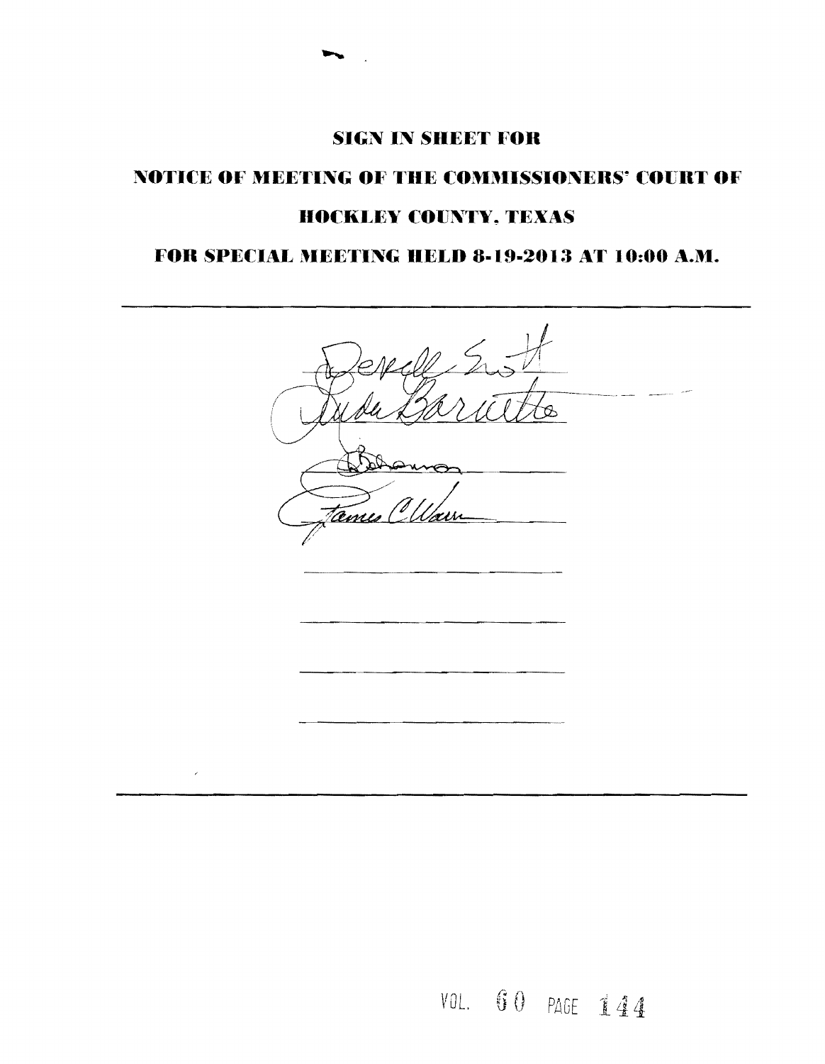# SIGN IN SHEET FOR

## NOTICE OF MEETING OF THE COMMISSIONERS' COURT OF

## HOCKLEY COUNTY, TEXAS

## FOR SPECIAL MEETING HELD 8-19-2013 AT 10:00 A.M.

---

Derrell Smith

Linda Barnette

Bohannon

James C Warren

______________________

______________________

______________________

______________________

---

VOL. 60 PAGE 144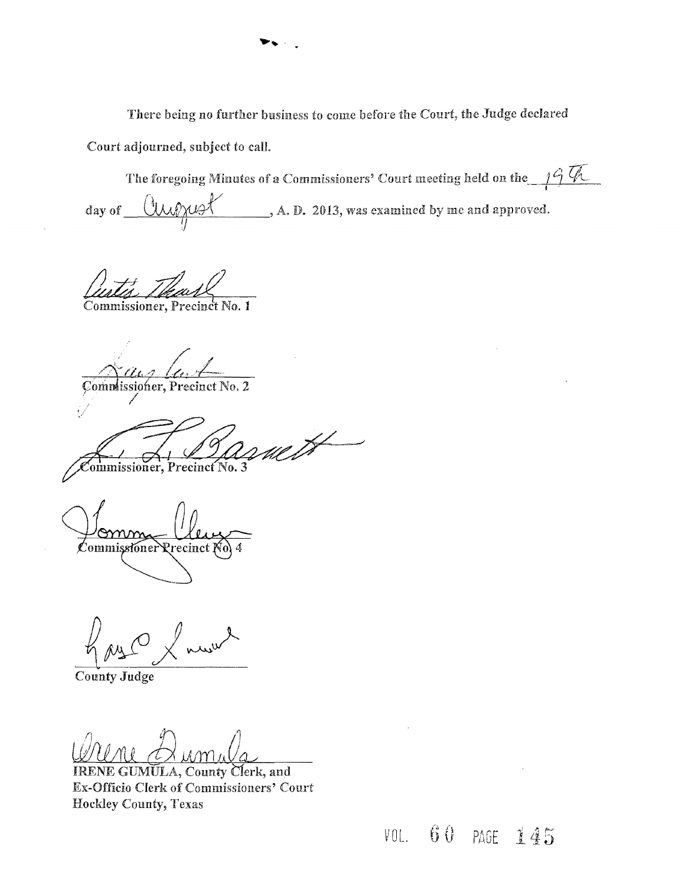There being no further business to come before the Court, the Judge declared Court adjourned, subject to call.

The foregoing Minutes of a Commissioners' Court meeting held on the 19th day of August, A. D. 2013, was examined by me and approved.

Commissioner, Precinct No. 1

Commissioner, Precinct No. 2

Commissioner, Precinct No. 3

Commissioner Precinct No. 4

County Judge

IRENE GUMULA, County Clerk, and
Ex-Officio Clerk of Commissioners' Court
Hockley County, Texas

VOL. 60 PAGE 145